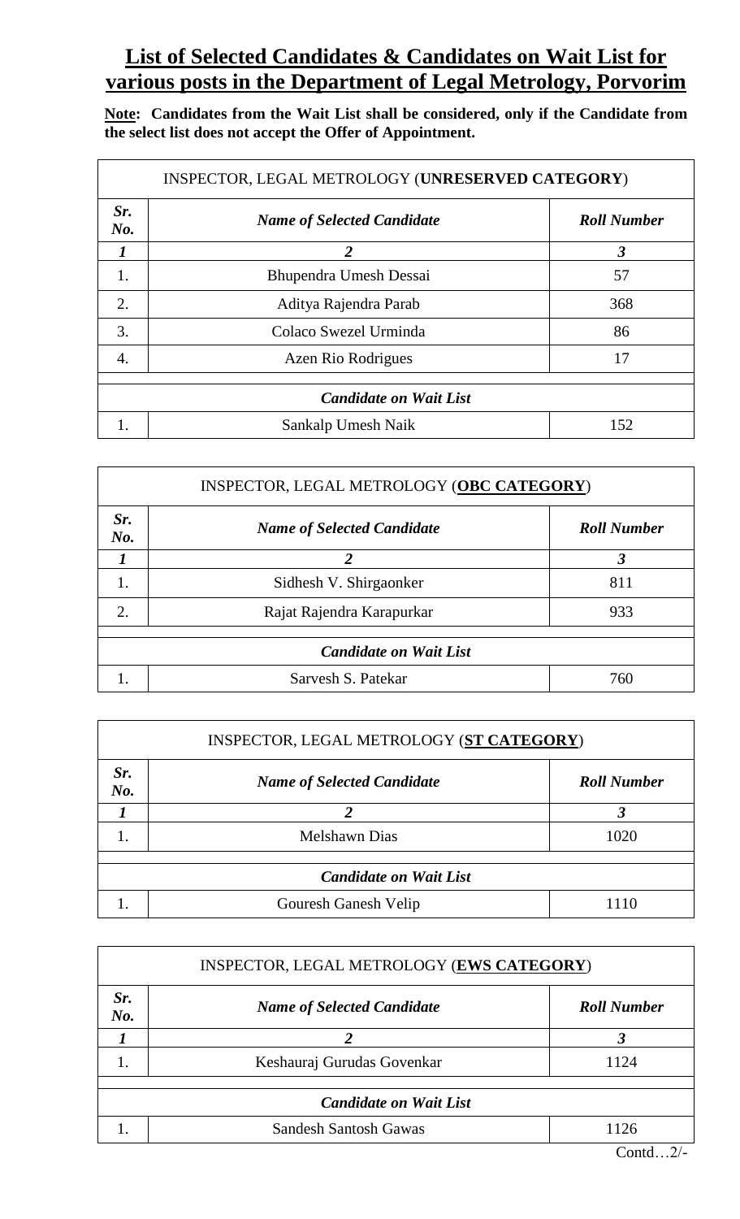# List of Selected Candidates & Candidates on Wait List for various posts in the Department of Legal Metrology, Porvorim

**Note: Candidates from the Wait List shall be considered, only if the Candidate from the select list does not accept the Offer of Appointment.**

| INSPECTOR, LEGAL METROLOGY (**UNRESERVED CATEGORY**) | | |
|---|---|---|
| ***Sr. No.*** | ***Name of Selected Candidate*** | ***Roll Number*** |
| ***1*** | ***2*** | ***3*** |
| 1. | Bhupendra Umesh Dessai | 57 |
| 2. | Aditya Rajendra Parab | 368 |
| 3. | Colaco Swezel Urminda | 86 |
| 4. | Azen Rio Rodrigues | 17 |
| ***Candidate on Wait List*** | | |
| 1. | Sankalp Umesh Naik | 152 |

| INSPECTOR, LEGAL METROLOGY (**OBC CATEGORY**) | | |
|---|---|---|
| ***Sr. No.*** | ***Name of Selected Candidate*** | ***Roll Number*** |
| ***1*** | ***2*** | ***3*** |
| 1. | Sidhesh V. Shirgaonker | 811 |
| 2. | Rajat Rajendra Karapurkar | 933 |
| ***Candidate on Wait List*** | | |
| 1. | Sarvesh S. Patekar | 760 |

| INSPECTOR, LEGAL METROLOGY (**ST CATEGORY**) | | |
|---|---|---|
| ***Sr. No.*** | ***Name of Selected Candidate*** | ***Roll Number*** |
| ***1*** | ***2*** | ***3*** |
| 1. | Melshawn Dias | 1020 |
| ***Candidate on Wait List*** | | |
| 1. | Gouresh Ganesh Velip | 1110 |

| INSPECTOR, LEGAL METROLOGY (**EWS CATEGORY**) | | |
|---|---|---|
| ***Sr. No.*** | ***Name of Selected Candidate*** | ***Roll Number*** |
| ***1*** | ***2*** | ***3*** |
| 1. | Keshauraj Gurudas Govenkar | 1124 |
| ***Candidate on Wait List*** | | |
| 1. | Sandesh Santosh Gawas | 1126 |

Contd…2/-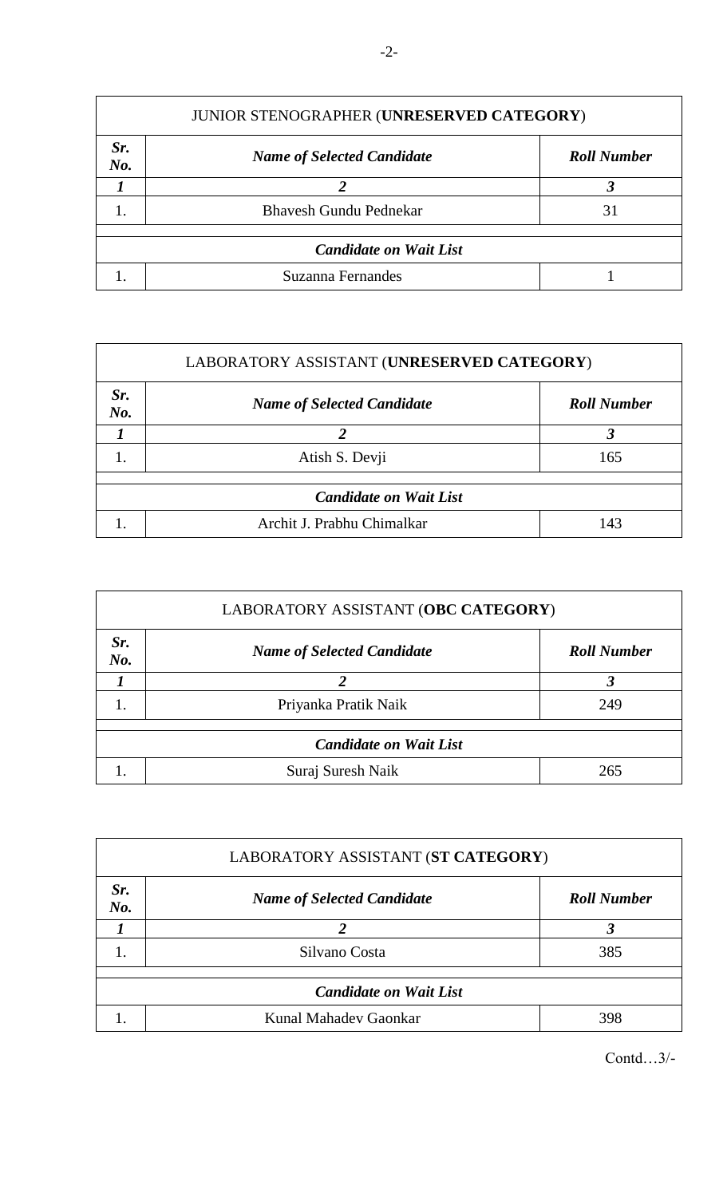| JUNIOR STENOGRAPHER (**UNRESERVED CATEGORY**) | | |
|---|---|---|
| ***Sr. No.*** | ***Name of Selected Candidate*** | ***Roll Number*** |
| ***1*** | ***2*** | ***3*** |
| 1. | Bhavesh Gundu Pednekar | 31 |
| | ***Candidate on Wait List*** | |
| 1. | Suzanna Fernandes | 1 |

| LABORATORY ASSISTANT (**UNRESERVED CATEGORY**) | | |
|---|---|---|
| ***Sr. No.*** | ***Name of Selected Candidate*** | ***Roll Number*** |
| ***1*** | ***2*** | ***3*** |
| 1. | Atish S. Devji | 165 |
| | ***Candidate on Wait List*** | |
| 1. | Archit J. Prabhu Chimalkar | 143 |

| LABORATORY ASSISTANT (**OBC CATEGORY**) | | |
|---|---|---|
| ***Sr. No.*** | ***Name of Selected Candidate*** | ***Roll Number*** |
| ***1*** | ***2*** | ***3*** |
| 1. | Priyanka Pratik Naik | 249 |
| | ***Candidate on Wait List*** | |
| 1. | Suraj Suresh Naik | 265 |

| LABORATORY ASSISTANT (**ST CATEGORY**) | | |
|---|---|---|
| ***Sr. No.*** | ***Name of Selected Candidate*** | ***Roll Number*** |
| ***1*** | ***2*** | ***3*** |
| 1. | Silvano Costa | 385 |
| | ***Candidate on Wait List*** | |
| 1. | Kunal Mahadev Gaonkar | 398 |

Contd…3/-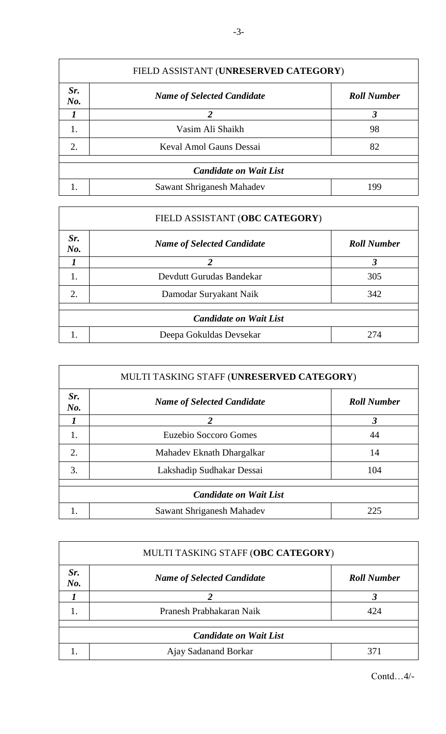| FIELD ASSISTANT (**UNRESERVED CATEGORY**) | | |
|---|---|---|
| ***Sr. No.*** | ***Name of Selected Candidate*** | ***Roll Number*** |
| ***1*** | ***2*** | ***3*** |
| 1. | Vasim Ali Shaikh | 98 |
| 2. | Keval Amol Gauns Dessai | 82 |
| | ***Candidate on Wait List*** | |
| 1. | Sawant Shriganesh Mahadev | 199 |

| FIELD ASSISTANT (**OBC CATEGORY**) | | |
|---|---|---|
| ***Sr. No.*** | ***Name of Selected Candidate*** | ***Roll Number*** |
| ***1*** | ***2*** | ***3*** |
| 1. | Devdutt Gurudas Bandekar | 305 |
| 2. | Damodar Suryakant Naik | 342 |
| | ***Candidate on Wait List*** | |
| 1. | Deepa Gokuldas Devsekar | 274 |

| MULTI TASKING STAFF (**UNRESERVED CATEGORY**) | | |
|---|---|---|
| ***Sr. No.*** | ***Name of Selected Candidate*** | ***Roll Number*** |
| ***1*** | ***2*** | ***3*** |
| 1. | Euzebio Soccoro Gomes | 44 |
| 2. | Mahadev Eknath Dhargalkar | 14 |
| 3. | Lakshadip Sudhakar Dessai | 104 |
| | ***Candidate on Wait List*** | |
| 1. | Sawant Shriganesh Mahadev | 225 |

| MULTI TASKING STAFF (**OBC CATEGORY**) | | |
|---|---|---|
| ***Sr. No.*** | ***Name of Selected Candidate*** | ***Roll Number*** |
| ***1*** | ***2*** | ***3*** |
| 1. | Pranesh Prabhakaran Naik | 424 |
| | ***Candidate on Wait List*** | |
| 1. | Ajay Sadanand Borkar | 371 |

Contd…4/-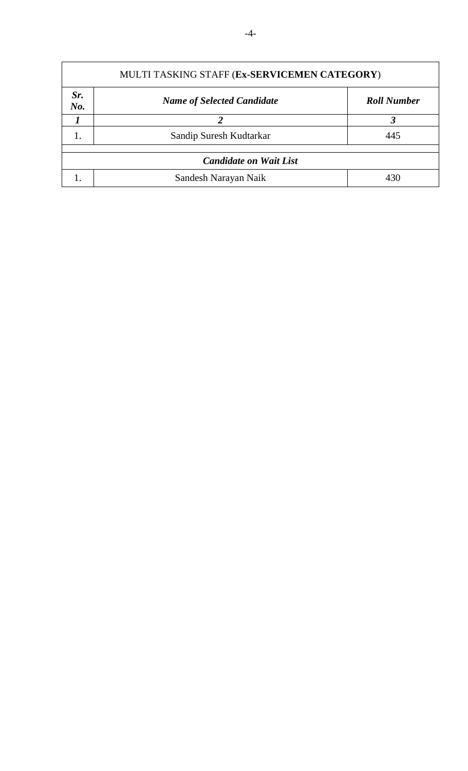| MULTI TASKING STAFF (**Ex-SERVICEMEN CATEGORY**) | | |
|---|---|---|
| ***Sr. No.*** | ***Name of Selected Candidate*** | ***Roll Number*** |
| ***1*** | ***2*** | ***3*** |
| 1. | Sandip Suresh Kudtarkar | 445 |
| | | |
| ***Candidate on Wait List*** | | |
| 1. | Sandesh Narayan Naik | 430 |